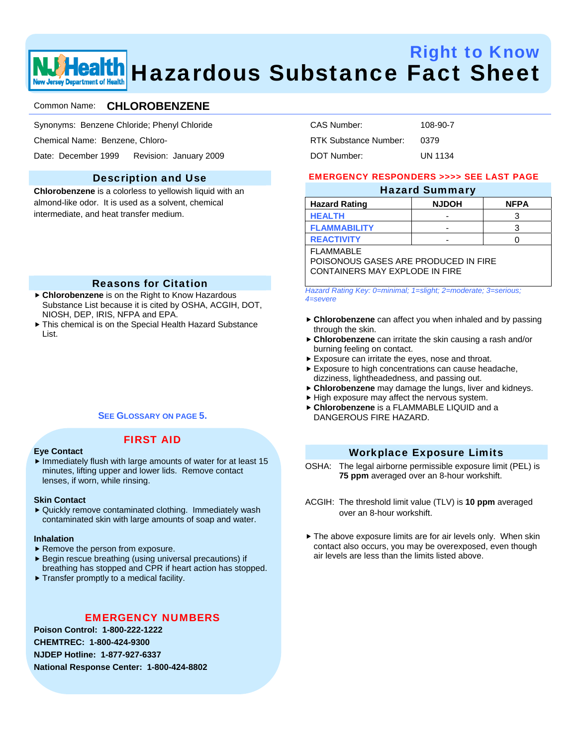# Right to Know Hazardous Substance Fact Sheet

Common Name: **CHLOROBENZENE**

Synonyms: Benzene Chloride; Phenyl Chloride

Chemical Name: Benzene, Chloro-

Date: December 1999 Revision: January 2009

CAS Number: 108-90-7

RTK Substance Number: 0379

DOT Number: UN 1134

## Description and Use

**Chlorobenzene** is a colorless to yellowish liquid with an almond-like odor. It is used as a solvent, chemical intermediate, and heat transfer medium.

## Reasons for Citation

- **Chlorobenzene** is on the Right to Know Hazardous Substance List because it is cited by OSHA, ACGIH, DOT, NIOSH, DEP, IRIS, NFPA and EPA.
- This chemical is on the Special Health Hazard Substance List.

SEE GLOSSARY ON PAGE 5.

## FIRST AID

**Eye Contact**

- Immediately flush with large amounts of water for at least 15 minutes, lifting upper and lower lids. Remove contact lenses, if worn, while rinsing.

**Skin Contact**

- Quickly remove contaminated clothing. Immediately wash contaminated skin with large amounts of soap and water.

**Inhalation**

- Remove the person from exposure.
- Begin rescue breathing (using universal precautions) if breathing has stopped and CPR if heart action has stopped.
- Transfer promptly to a medical facility.

## EMERGENCY NUMBERS

**Poison Control: 1-800-222-1222**

**CHEMTREC: 1-800-424-9300**

**NJDEP Hotline: 1-877-927-6337**

**National Response Center: 1-800-424-8802**

EMERGENCY RESPONDERS >>>> SEE LAST PAGE

## Hazard Summary

| Hazard Rating | NJDOH | NFPA |
|---|---|---|
| HEALTH | - | 3 |
| FLAMMABILITY | - | 3 |
| REACTIVITY | - | 0 |

FLAMMABLE
POISONOUS GASES ARE PRODUCED IN FIRE
CONTAINERS MAY EXPLODE IN FIRE

*Hazard Rating Key: 0=minimal; 1=slight; 2=moderate; 3=serious; 4=severe*

- **Chlorobenzene** can affect you when inhaled and by passing through the skin.
- **Chlorobenzene** can irritate the skin causing a rash and/or burning feeling on contact.
- Exposure can irritate the eyes, nose and throat.
- Exposure to high concentrations can cause headache, dizziness, lightheadedness, and passing out.
- **Chlorobenzene** may damage the lungs, liver and kidneys.
- High exposure may affect the nervous system.
- **Chlorobenzene** is a FLAMMABLE LIQUID and a DANGEROUS FIRE HAZARD.

## Workplace Exposure Limits

OSHA: The legal airborne permissible exposure limit (PEL) is **75 ppm** averaged over an 8-hour workshift.

ACGIH: The threshold limit value (TLV) is **10 ppm** averaged over an 8-hour workshift.

- The above exposure limits are for air levels only. When skin contact also occurs, you may be overexposed, even though air levels are less than the limits listed above.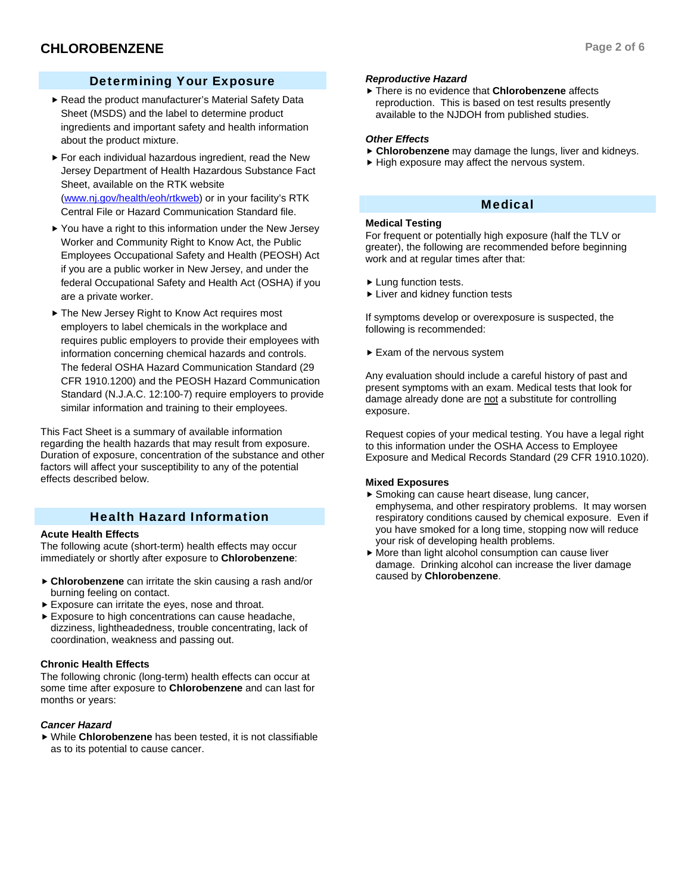## Determining Your Exposure

- Read the product manufacturer's Material Safety Data Sheet (MSDS) and the label to determine product ingredients and important safety and health information about the product mixture.
- For each individual hazardous ingredient, read the New Jersey Department of Health Hazardous Substance Fact Sheet, available on the RTK website (www.nj.gov/health/eoh/rtkweb) or in your facility's RTK Central File or Hazard Communication Standard file.
- You have a right to this information under the New Jersey Worker and Community Right to Know Act, the Public Employees Occupational Safety and Health (PEOSH) Act if you are a public worker in New Jersey, and under the federal Occupational Safety and Health Act (OSHA) if you are a private worker.
- The New Jersey Right to Know Act requires most employers to label chemicals in the workplace and requires public employers to provide their employees with information concerning chemical hazards and controls. The federal OSHA Hazard Communication Standard (29 CFR 1910.1200) and the PEOSH Hazard Communication Standard (N.J.A.C. 12:100-7) require employers to provide similar information and training to their employees.

This Fact Sheet is a summary of available information regarding the health hazards that may result from exposure. Duration of exposure, concentration of the substance and other factors will affect your susceptibility to any of the potential effects described below.

## Health Hazard Information

### Acute Health Effects

The following acute (short-term) health effects may occur immediately or shortly after exposure to **Chlorobenzene**:

- **Chlorobenzene** can irritate the skin causing a rash and/or burning feeling on contact.
- Exposure can irritate the eyes, nose and throat.
- Exposure to high concentrations can cause headache, dizziness, lightheadedness, trouble concentrating, lack of coordination, weakness and passing out.

### Chronic Health Effects

The following chronic (long-term) health effects can occur at some time after exposure to **Chlorobenzene** and can last for months or years:

***Cancer Hazard***

- While **Chlorobenzene** has been tested, it is not classifiable as to its potential to cause cancer.

***Reproductive Hazard***

- There is no evidence that **Chlorobenzene** affects reproduction. This is based on test results presently available to the NJDOH from published studies.

***Other Effects***

- **Chlorobenzene** may damage the lungs, liver and kidneys.
- High exposure may affect the nervous system.

## Medical

### Medical Testing

For frequent or potentially high exposure (half the TLV or greater), the following are recommended before beginning work and at regular times after that:

- Lung function tests.
- Liver and kidney function tests

If symptoms develop or overexposure is suspected, the following is recommended:

- Exam of the nervous system

Any evaluation should include a careful history of past and present symptoms with an exam. Medical tests that look for damage already done are not a substitute for controlling exposure.

Request copies of your medical testing. You have a legal right to this information under the OSHA Access to Employee Exposure and Medical Records Standard (29 CFR 1910.1020).

### Mixed Exposures

- Smoking can cause heart disease, lung cancer, emphysema, and other respiratory problems. It may worsen respiratory conditions caused by chemical exposure. Even if you have smoked for a long time, stopping now will reduce your risk of developing health problems.
- More than light alcohol consumption can cause liver damage. Drinking alcohol can increase the liver damage caused by **Chlorobenzene**.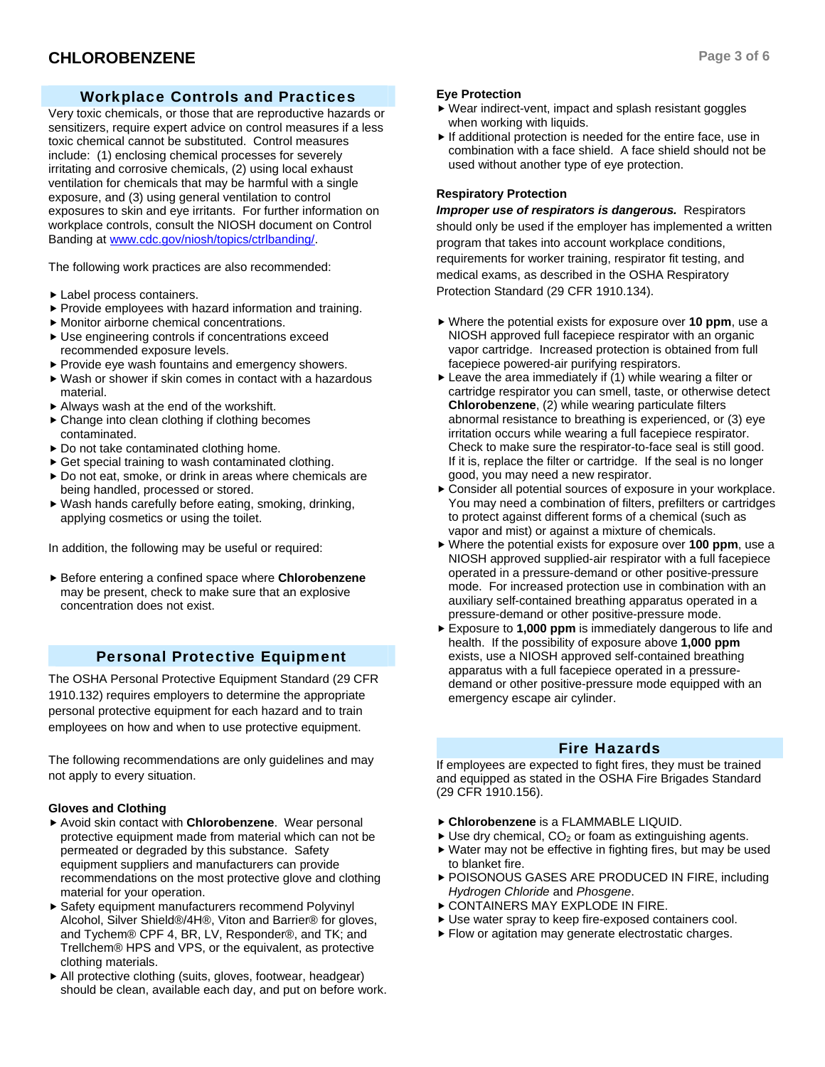## Workplace Controls and Practices

Very toxic chemicals, or those that are reproductive hazards or sensitizers, require expert advice on control measures if a less toxic chemical cannot be substituted. Control measures include: (1) enclosing chemical processes for severely irritating and corrosive chemicals, (2) using local exhaust ventilation for chemicals that may be harmful with a single exposure, and (3) using general ventilation to control exposures to skin and eye irritants. For further information on workplace controls, consult the NIOSH document on Control Banding at www.cdc.gov/niosh/topics/ctrlbanding/.

The following work practices are also recommended:

- Label process containers.
- Provide employees with hazard information and training.
- Monitor airborne chemical concentrations.
- Use engineering controls if concentrations exceed recommended exposure levels.
- Provide eye wash fountains and emergency showers.
- Wash or shower if skin comes in contact with a hazardous material.
- Always wash at the end of the workshift.
- Change into clean clothing if clothing becomes contaminated.
- Do not take contaminated clothing home.
- Get special training to wash contaminated clothing.
- Do not eat, smoke, or drink in areas where chemicals are being handled, processed or stored.
- Wash hands carefully before eating, smoking, drinking, applying cosmetics or using the toilet.

In addition, the following may be useful or required:

- Before entering a confined space where **Chlorobenzene** may be present, check to make sure that an explosive concentration does not exist.

## Personal Protective Equipment

The OSHA Personal Protective Equipment Standard (29 CFR 1910.132) requires employers to determine the appropriate personal protective equipment for each hazard and to train employees on how and when to use protective equipment.

The following recommendations are only guidelines and may not apply to every situation.

### Gloves and Clothing

- Avoid skin contact with **Chlorobenzene**. Wear personal protective equipment made from material which can not be permeated or degraded by this substance. Safety equipment suppliers and manufacturers can provide recommendations on the most protective glove and clothing material for your operation.
- Safety equipment manufacturers recommend Polyvinyl Alcohol, Silver Shield®/4H®, Viton and Barrier® for gloves, and Tychem® CPF 4, BR, LV, Responder®, and TK; and Trellchem® HPS and VPS, or the equivalent, as protective clothing materials.
- All protective clothing (suits, gloves, footwear, headgear) should be clean, available each day, and put on before work.

### Eye Protection

- Wear indirect-vent, impact and splash resistant goggles when working with liquids.
- If additional protection is needed for the entire face, use in combination with a face shield. A face shield should not be used without another type of eye protection.

### Respiratory Protection

***Improper use of respirators is dangerous.*** Respirators should only be used if the employer has implemented a written program that takes into account workplace conditions, requirements for worker training, respirator fit testing, and medical exams, as described in the OSHA Respiratory Protection Standard (29 CFR 1910.134).

- Where the potential exists for exposure over **10 ppm**, use a NIOSH approved full facepiece respirator with an organic vapor cartridge. Increased protection is obtained from full facepiece powered-air purifying respirators.
- Leave the area immediately if (1) while wearing a filter or cartridge respirator you can smell, taste, or otherwise detect **Chlorobenzene**, (2) while wearing particulate filters abnormal resistance to breathing is experienced, or (3) eye irritation occurs while wearing a full facepiece respirator. Check to make sure the respirator-to-face seal is still good. If it is, replace the filter or cartridge. If the seal is no longer good, you may need a new respirator.
- Consider all potential sources of exposure in your workplace. You may need a combination of filters, prefilters or cartridges to protect against different forms of a chemical (such as vapor and mist) or against a mixture of chemicals.
- Where the potential exists for exposure over **100 ppm**, use a NIOSH approved supplied-air respirator with a full facepiece operated in a pressure-demand or other positive-pressure mode. For increased protection use in combination with an auxiliary self-contained breathing apparatus operated in a pressure-demand or other positive-pressure mode.
- Exposure to **1,000 ppm** is immediately dangerous to life and health. If the possibility of exposure above **1,000 ppm** exists, use a NIOSH approved self-contained breathing apparatus with a full facepiece operated in a pressure-demand or other positive-pressure mode equipped with an emergency escape air cylinder.

## Fire Hazards

If employees are expected to fight fires, they must be trained and equipped as stated in the OSHA Fire Brigades Standard (29 CFR 1910.156).

- **Chlorobenzene** is a FLAMMABLE LIQUID.
- Use dry chemical, $CO_2$ or foam as extinguishing agents.
- Water may not be effective in fighting fires, but may be used to blanket fire.
- POISONOUS GASES ARE PRODUCED IN FIRE, including *Hydrogen Chloride* and *Phosgene*.
- CONTAINERS MAY EXPLODE IN FIRE.
- Use water spray to keep fire-exposed containers cool.
- Flow or agitation may generate electrostatic charges.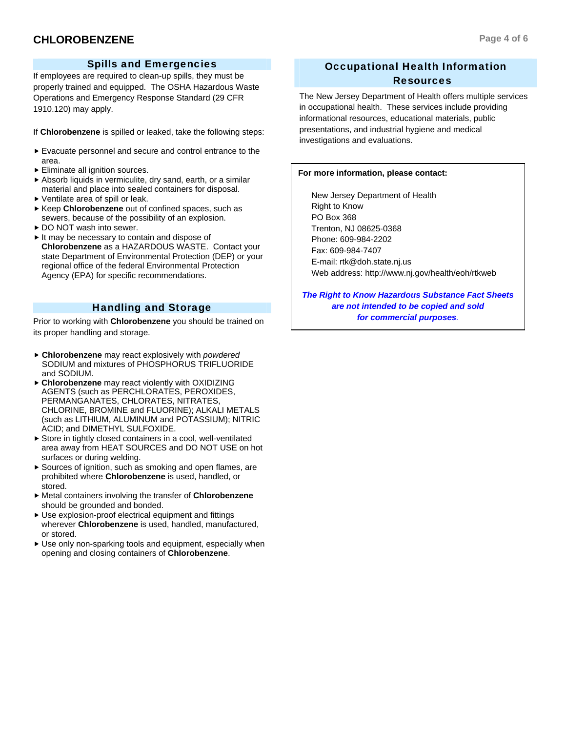## Spills and Emergencies

If employees are required to clean-up spills, they must be properly trained and equipped. The OSHA Hazardous Waste Operations and Emergency Response Standard (29 CFR 1910.120) may apply.

If **Chlorobenzene** is spilled or leaked, take the following steps:

- Evacuate personnel and secure and control entrance to the area.
- Eliminate all ignition sources.
- Absorb liquids in vermiculite, dry sand, earth, or a similar material and place into sealed containers for disposal.
- Ventilate area of spill or leak.
- Keep **Chlorobenzene** out of confined spaces, such as sewers, because of the possibility of an explosion.
- DO NOT wash into sewer.
- It may be necessary to contain and dispose of **Chlorobenzene** as a HAZARDOUS WASTE. Contact your state Department of Environmental Protection (DEP) or your regional office of the federal Environmental Protection Agency (EPA) for specific recommendations.

## Handling and Storage

Prior to working with **Chlorobenzene** you should be trained on its proper handling and storage.

- **Chlorobenzene** may react explosively with *powdered* SODIUM and mixtures of PHOSPHORUS TRIFLUORIDE and SODIUM.
- **Chlorobenzene** may react violently with OXIDIZING AGENTS (such as PERCHLORATES, PEROXIDES, PERMANGANATES, CHLORATES, NITRATES, CHLORINE, BROMINE and FLUORINE); ALKALI METALS (such as LITHIUM, ALUMINUM and POTASSIUM); NITRIC ACID; and DIMETHYL SULFOXIDE.
- Store in tightly closed containers in a cool, well-ventilated area away from HEAT SOURCES and DO NOT USE on hot surfaces or during welding.
- Sources of ignition, such as smoking and open flames, are prohibited where **Chlorobenzene** is used, handled, or stored.
- Metal containers involving the transfer of **Chlorobenzene** should be grounded and bonded.
- Use explosion-proof electrical equipment and fittings wherever **Chlorobenzene** is used, handled, manufactured, or stored.
- Use only non-sparking tools and equipment, especially when opening and closing containers of **Chlorobenzene**.

## Occupational Health Information Resources

The New Jersey Department of Health offers multiple services in occupational health. These services include providing informational resources, educational materials, public presentations, and industrial hygiene and medical investigations and evaluations.

**For more information, please contact:**

New Jersey Department of Health
Right to Know
PO Box 368
Trenton, NJ 08625-0368
Phone: 609-984-2202
Fax: 609-984-7407
E-mail: rtk@doh.state.nj.us
Web address: http://www.nj.gov/health/eoh/rtkweb

***The Right to Know Hazardous Substance Fact Sheets are not intended to be copied and sold for commercial purposes.***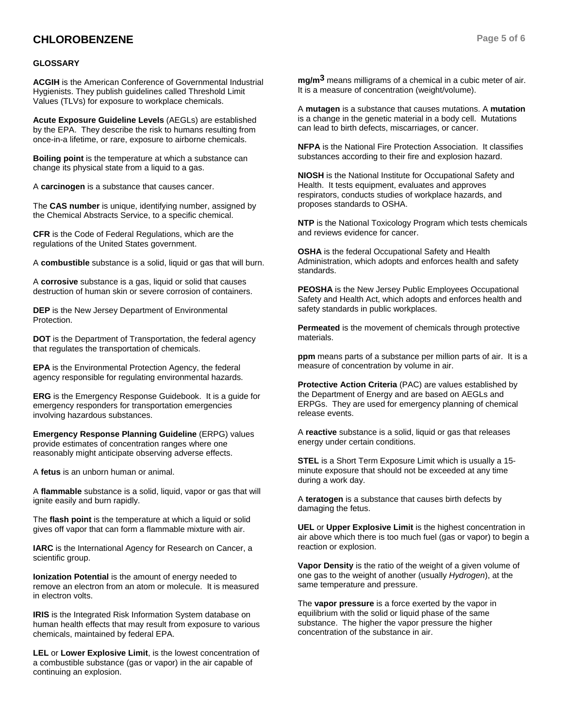## GLOSSARY

**ACGIH** is the American Conference of Governmental Industrial Hygienists. They publish guidelines called Threshold Limit Values (TLVs) for exposure to workplace chemicals.

**Acute Exposure Guideline Levels** (AEGLs) are established by the EPA. They describe the risk to humans resulting from once-in-a lifetime, or rare, exposure to airborne chemicals.

**Boiling point** is the temperature at which a substance can change its physical state from a liquid to a gas.

A **carcinogen** is a substance that causes cancer.

The **CAS number** is unique, identifying number, assigned by the Chemical Abstracts Service, to a specific chemical.

**CFR** is the Code of Federal Regulations, which are the regulations of the United States government.

A **combustible** substance is a solid, liquid or gas that will burn.

A **corrosive** substance is a gas, liquid or solid that causes destruction of human skin or severe corrosion of containers.

**DEP** is the New Jersey Department of Environmental Protection.

**DOT** is the Department of Transportation, the federal agency that regulates the transportation of chemicals.

**EPA** is the Environmental Protection Agency, the federal agency responsible for regulating environmental hazards.

**ERG** is the Emergency Response Guidebook. It is a guide for emergency responders for transportation emergencies involving hazardous substances.

**Emergency Response Planning Guideline** (ERPG) values provide estimates of concentration ranges where one reasonably might anticipate observing adverse effects.

A **fetus** is an unborn human or animal.

A **flammable** substance is a solid, liquid, vapor or gas that will ignite easily and burn rapidly.

The **flash point** is the temperature at which a liquid or solid gives off vapor that can form a flammable mixture with air.

**IARC** is the International Agency for Research on Cancer, a scientific group.

**Ionization Potential** is the amount of energy needed to remove an electron from an atom or molecule. It is measured in electron volts.

**IRIS** is the Integrated Risk Information System database on human health effects that may result from exposure to various chemicals, maintained by federal EPA.

**LEL** or **Lower Explosive Limit**, is the lowest concentration of a combustible substance (gas or vapor) in the air capable of continuing an explosion.

**mg/m$^3$** means milligrams of a chemical in a cubic meter of air. It is a measure of concentration (weight/volume).

A **mutagen** is a substance that causes mutations. A **mutation** is a change in the genetic material in a body cell. Mutations can lead to birth defects, miscarriages, or cancer.

**NFPA** is the National Fire Protection Association. It classifies substances according to their fire and explosion hazard.

**NIOSH** is the National Institute for Occupational Safety and Health. It tests equipment, evaluates and approves respirators, conducts studies of workplace hazards, and proposes standards to OSHA.

**NTP** is the National Toxicology Program which tests chemicals and reviews evidence for cancer.

**OSHA** is the federal Occupational Safety and Health Administration, which adopts and enforces health and safety standards.

**PEOSHA** is the New Jersey Public Employees Occupational Safety and Health Act, which adopts and enforces health and safety standards in public workplaces.

**Permeated** is the movement of chemicals through protective materials.

**ppm** means parts of a substance per million parts of air. It is a measure of concentration by volume in air.

**Protective Action Criteria** (PAC) are values established by the Department of Energy and are based on AEGLs and ERPGs. They are used for emergency planning of chemical release events.

A **reactive** substance is a solid, liquid or gas that releases energy under certain conditions.

**STEL** is a Short Term Exposure Limit which is usually a 15-minute exposure that should not be exceeded at any time during a work day.

A **teratogen** is a substance that causes birth defects by damaging the fetus.

**UEL** or **Upper Explosive Limit** is the highest concentration in air above which there is too much fuel (gas or vapor) to begin a reaction or explosion.

**Vapor Density** is the ratio of the weight of a given volume of one gas to the weight of another (usually *Hydrogen*), at the same temperature and pressure.

The **vapor pressure** is a force exerted by the vapor in equilibrium with the solid or liquid phase of the same substance. The higher the vapor pressure the higher concentration of the substance in air.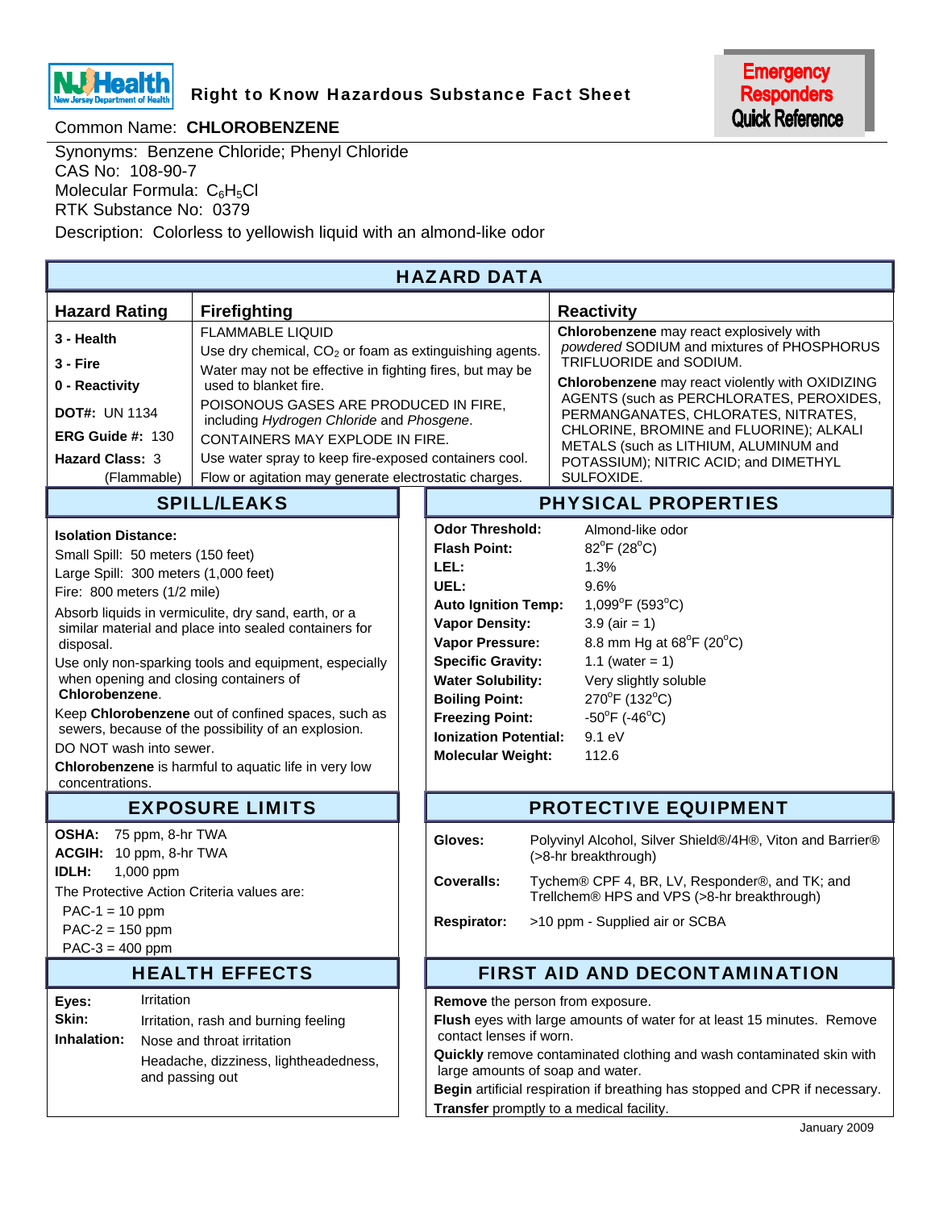**Right to Know Hazardous Substance Fact Sheet**

**Emergency Responders Quick Reference**

Common Name: **CHLOROBENZENE**

Synonyms: Benzene Chloride; Phenyl Chloride
CAS No: 108-90-7
Molecular Formula: $C_6H_5Cl$
RTK Substance No: 0379
Description: Colorless to yellowish liquid with an almond-like odor

## HAZARD DATA

| Hazard Rating | Firefighting | Reactivity |
|---|---|---|
| **3 - Health**<br>**3 - Fire**<br>**0 - Reactivity**<br>**DOT#:** UN 1134<br>**ERG Guide #:** 130<br>**Hazard Class:** 3 (Flammable) | FLAMMABLE LIQUID<br>Use dry chemical, $CO_2$ or foam as extinguishing agents.<br>Water may not be effective in fighting fires, but may be used to blanket fire.<br>POISONOUS GASES ARE PRODUCED IN FIRE, including *Hydrogen Chloride* and *Phosgene*.<br>CONTAINERS MAY EXPLODE IN FIRE.<br>Use water spray to keep fire-exposed containers cool.<br>Flow or agitation may generate electrostatic charges. | **Chlorobenzene** may react explosively with *powdered* SODIUM and mixtures of PHOSPHORUS TRIFLUORIDE and SODIUM.<br>**Chlorobenzene** may react violently with OXIDIZING AGENTS (such as PERCHLORATES, PEROXIDES, PERMANGANATES, CHLORATES, NITRATES, CHLORINE, BROMINE and FLUORINE); ALKALI METALS (such as LITHIUM, ALUMINUM and POTASSIUM); NITRIC ACID; and DIMETHYL SULFOXIDE. |

## SPILL/LEAKS

**Isolation Distance:**
Small Spill: 50 meters (150 feet)
Large Spill: 300 meters (1,000 feet)
Fire: 800 meters (1/2 mile)

Absorb liquids in vermiculite, dry sand, earth, or a similar material and place into sealed containers for disposal.

Use only non-sparking tools and equipment, especially when opening and closing containers of **Chlorobenzene**.

Keep **Chlorobenzene** out of confined spaces, such as sewers, because of the possibility of an explosion.

DO NOT wash into sewer.

**Chlorobenzene** is harmful to aquatic life in very low concentrations.

## PHYSICAL PROPERTIES

| | |
|---|---|
| **Odor Threshold:** | Almond-like odor |
| **Flash Point:** | 82°F (28°C) |
| **LEL:** | 1.3% |
| **UEL:** | 9.6% |
| **Auto Ignition Temp:** | 1,099°F (593°C) |
| **Vapor Density:** | 3.9 (air = 1) |
| **Vapor Pressure:** | 8.8 mm Hg at 68°F (20°C) |
| **Specific Gravity:** | 1.1 (water = 1) |
| **Water Solubility:** | Very slightly soluble |
| **Boiling Point:** | 270°F (132°C) |
| **Freezing Point:** | -50°F (-46°C) |
| **Ionization Potential:** | 9.1 eV |
| **Molecular Weight:** | 112.6 |

## EXPOSURE LIMITS

**OSHA:** 75 ppm, 8-hr TWA
**ACGIH:** 10 ppm, 8-hr TWA
**IDLH:** 1,000 ppm

The Protective Action Criteria values are:
PAC-1 = 10 ppm
PAC-2 = 150 ppm
PAC-3 = 400 ppm

## PROTECTIVE EQUIPMENT

| | |
|---|---|
| **Gloves:** | Polyvinyl Alcohol, Silver Shield®/4H®, Viton and Barrier® (>8-hr breakthrough) |
| **Coveralls:** | Tychem® CPF 4, BR, LV, Responder®, and TK; and Trellchem® HPS and VPS (>8-hr breakthrough) |
| **Respirator:** | >10 ppm - Supplied air or SCBA |

## HEALTH EFFECTS

| | |
|---|---|
| **Eyes:** | Irritation |
| **Skin:** | Irritation, rash and burning feeling |
| **Inhalation:** | Nose and throat irritation<br>Headache, dizziness, lightheadedness, and passing out |

## FIRST AID AND DECONTAMINATION

**Remove** the person from exposure.

**Flush** eyes with large amounts of water for at least 15 minutes. Remove contact lenses if worn.

**Quickly** remove contaminated clothing and wash contaminated skin with large amounts of soap and water.

**Begin** artificial respiration if breathing has stopped and CPR if necessary.

**Transfer** promptly to a medical facility.

January 2009